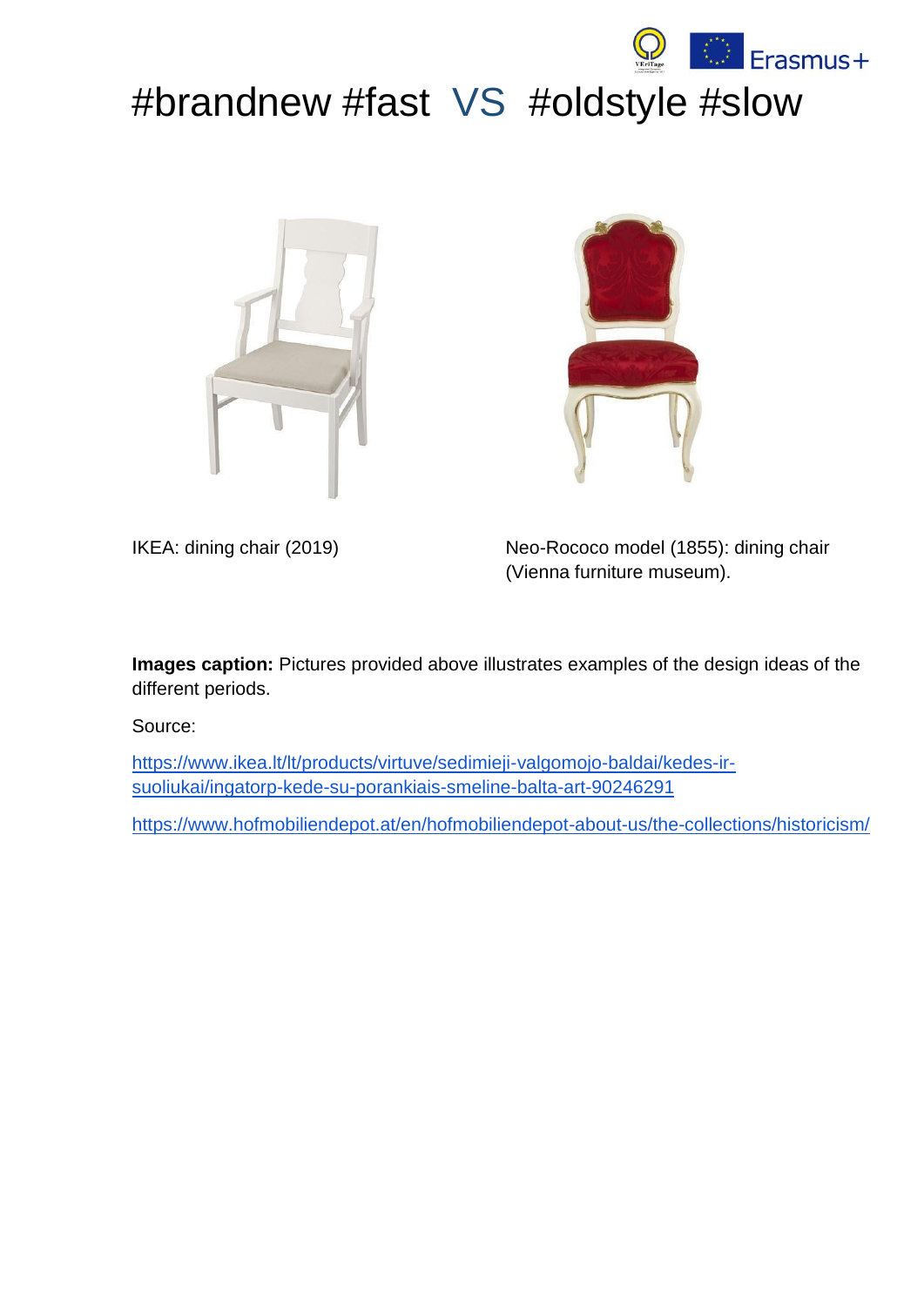# #brandnew #fast VS #oldstyle #slow

IKEA: dining chair (2019)

Neo-Rococo model (1855): dining chair (Vienna furniture museum).

**Images caption:** Pictures provided above illustrates examples of the design ideas of the different periods.

Source:

https://www.ikea.lt/lt/products/virtuve/sedimieji-valgomojo-baldai/kedes-ir-suoliukai/ingatorp-kede-su-porankiais-smeline-balta-art-90246291

https://www.hofmobiliendepot.at/en/hofmobiliendepot-about-us/the-collections/historicism/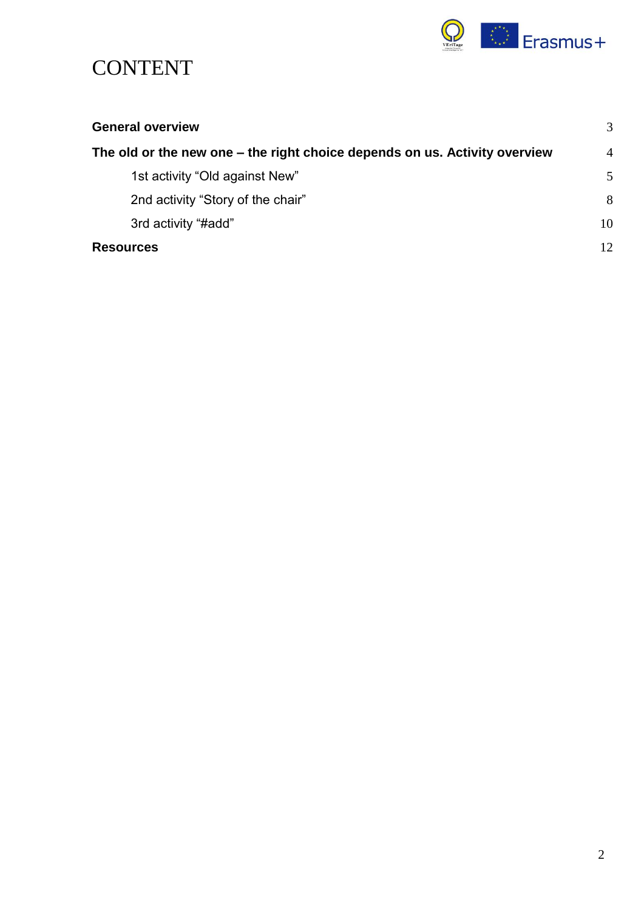# CONTENT

**General overview** 3

**The old or the new one – the right choice depends on us. Activity overview** 4

- 1st activity "Old against New" 5
- 2nd activity "Story of the chair" 8
- 3rd activity "#add" 10

**Resources** 12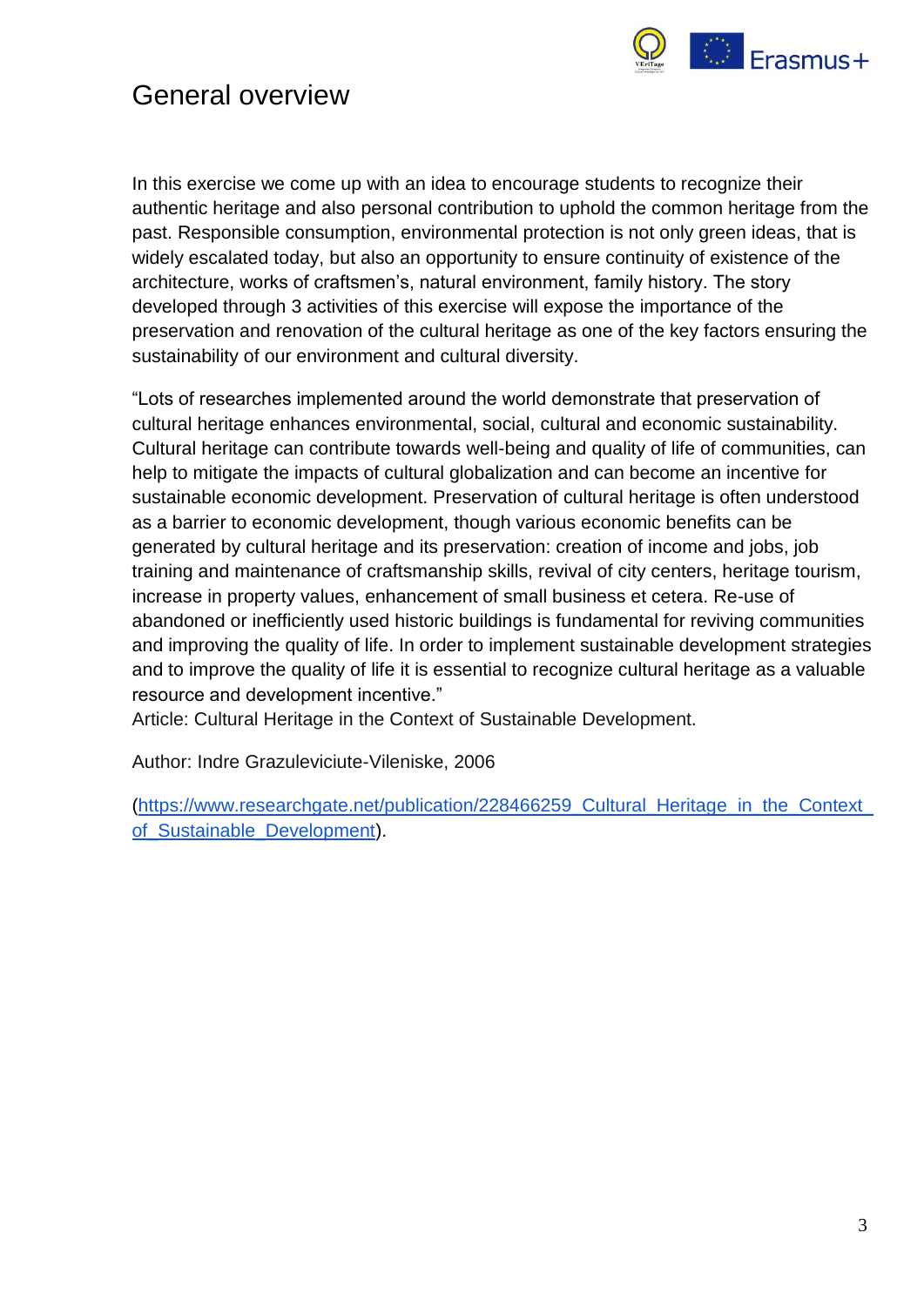# General overview

In this exercise we come up with an idea to encourage students to recognize their authentic heritage and also personal contribution to uphold the common heritage from the past. Responsible consumption, environmental protection is not only green ideas, that is widely escalated today, but also an opportunity to ensure continuity of existence of the architecture, works of craftsmen's, natural environment, family history. The story developed through 3 activities of this exercise will expose the importance of the preservation and renovation of the cultural heritage as one of the key factors ensuring the sustainability of our environment and cultural diversity.

"Lots of researches implemented around the world demonstrate that preservation of cultural heritage enhances environmental, social, cultural and economic sustainability. Cultural heritage can contribute towards well-being and quality of life of communities, can help to mitigate the impacts of cultural globalization and can become an incentive for sustainable economic development. Preservation of cultural heritage is often understood as a barrier to economic development, though various economic benefits can be generated by cultural heritage and its preservation: creation of income and jobs, job training and maintenance of craftsmanship skills, revival of city centers, heritage tourism, increase in property values, enhancement of small business et cetera. Re-use of abandoned or inefficiently used historic buildings is fundamental for reviving communities and improving the quality of life. In order to implement sustainable development strategies and to improve the quality of life it is essential to recognize cultural heritage as a valuable resource and development incentive."
Article: Cultural Heritage in the Context of Sustainable Development.

Author: Indre Grazuleviciute-Vileniske, 2006

(https://www.researchgate.net/publication/228466259_Cultural_Heritage_in_the_Context_of_Sustainable_Development).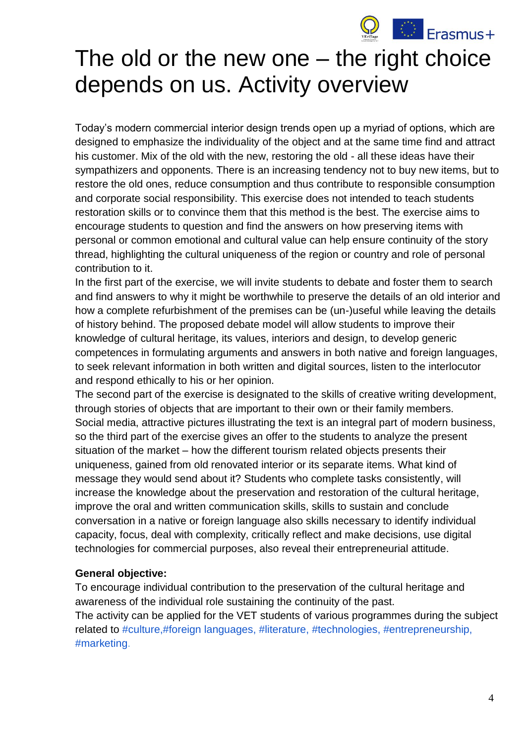# The old or the new one – the right choice depends on us. Activity overview

Today's modern commercial interior design trends open up a myriad of options, which are designed to emphasize the individuality of the object and at the same time find and attract his customer. Mix of the old with the new, restoring the old - all these ideas have their sympathizers and opponents. There is an increasing tendency not to buy new items, but to restore the old ones, reduce consumption and thus contribute to responsible consumption and corporate social responsibility. This exercise does not intended to teach students restoration skills or to convince them that this method is the best. The exercise aims to encourage students to question and find the answers on how preserving items with personal or common emotional and cultural value can help ensure continuity of the story thread, highlighting the cultural uniqueness of the region or country and role of personal contribution to it.

In the first part of the exercise, we will invite students to debate and foster them to search and find answers to why it might be worthwhile to preserve the details of an old interior and how a complete refurbishment of the premises can be (un-)useful while leaving the details of history behind. The proposed debate model will allow students to improve their knowledge of cultural heritage, its values, interiors and design, to develop generic competences in formulating arguments and answers in both native and foreign languages, to seek relevant information in both written and digital sources, listen to the interlocutor and respond ethically to his or her opinion.

The second part of the exercise is designated to the skills of creative writing development, through stories of objects that are important to their own or their family members.

Social media, attractive pictures illustrating the text is an integral part of modern business, so the third part of the exercise gives an offer to the students to analyze the present situation of the market – how the different tourism related objects presents their uniqueness, gained from old renovated interior or its separate items. What kind of message they would send about it? Students who complete tasks consistently, will increase the knowledge about the preservation and restoration of the cultural heritage, improve the oral and written communication skills, skills to sustain and conclude conversation in a native or foreign language also skills necessary to identify individual capacity, focus, deal with complexity, critically reflect and make decisions, use digital technologies for commercial purposes, also reveal their entrepreneurial attitude.

**General objective:**

To encourage individual contribution to the preservation of the cultural heritage and awareness of the individual role sustaining the continuity of the past.

The activity can be applied for the VET students of various programmes during the subject related to #culture,#foreign languages, #literature, #technologies, #entrepreneurship, #marketing.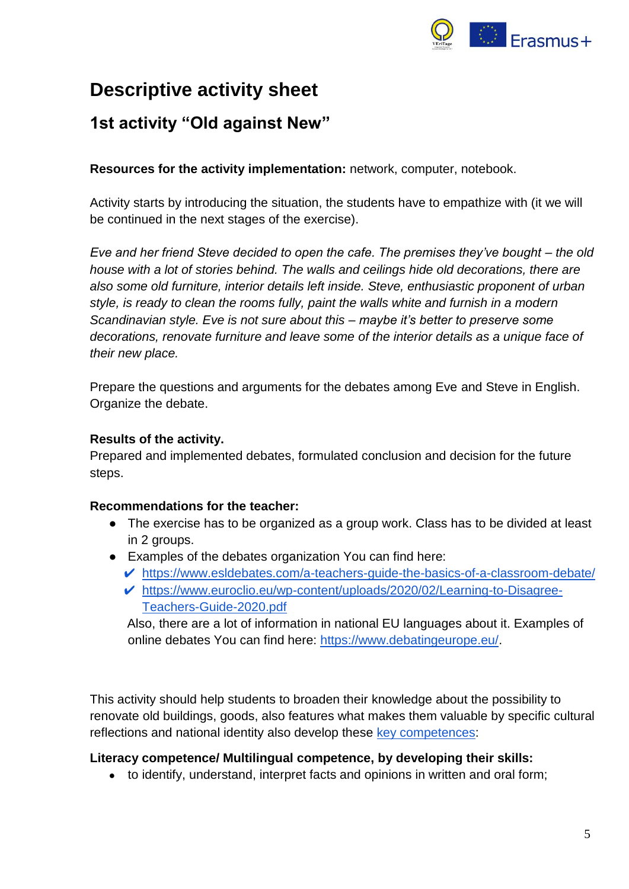# Descriptive activity sheet

## 1st activity "Old against New"

**Resources for the activity implementation:** network, computer, notebook.

Activity starts by introducing the situation, the students have to empathize with (it we will be continued in the next stages of the exercise).

*Eve and her friend Steve decided to open the cafe. The premises they've bought – the old house with a lot of stories behind. The walls and ceilings hide old decorations, there are also some old furniture, interior details left inside. Steve, enthusiastic proponent of urban style, is ready to clean the rooms fully, paint the walls white and furnish in a modern Scandinavian style. Eve is not sure about this – maybe it's better to preserve some decorations, renovate furniture and leave some of the interior details as a unique face of their new place.*

Prepare the questions and arguments for the debates among Eve and Steve in English. Organize the debate.

**Results of the activity.**
Prepared and implemented debates, formulated conclusion and decision for the future steps.

**Recommendations for the teacher:**

- The exercise has to be organized as a group work. Class has to be divided at least in 2 groups.
- Examples of the debates organization You can find here:
  - ✔ https://www.esldebates.com/a-teachers-guide-the-basics-of-a-classroom-debate/
  - ✔ https://www.euroclio.eu/wp-content/uploads/2020/02/Learning-to-Disagree-Teachers-Guide-2020.pdf

  Also, there are a lot of information in national EU languages about it. Examples of online debates You can find here: https://www.debatingeurope.eu/.

This activity should help students to broaden their knowledge about the possibility to renovate old buildings, goods, also features what makes them valuable by specific cultural reflections and national identity also develop these key competences:

**Literacy competence/ Multilingual competence, by developing their skills:**

- to identify, understand, interpret facts and opinions in written and oral form;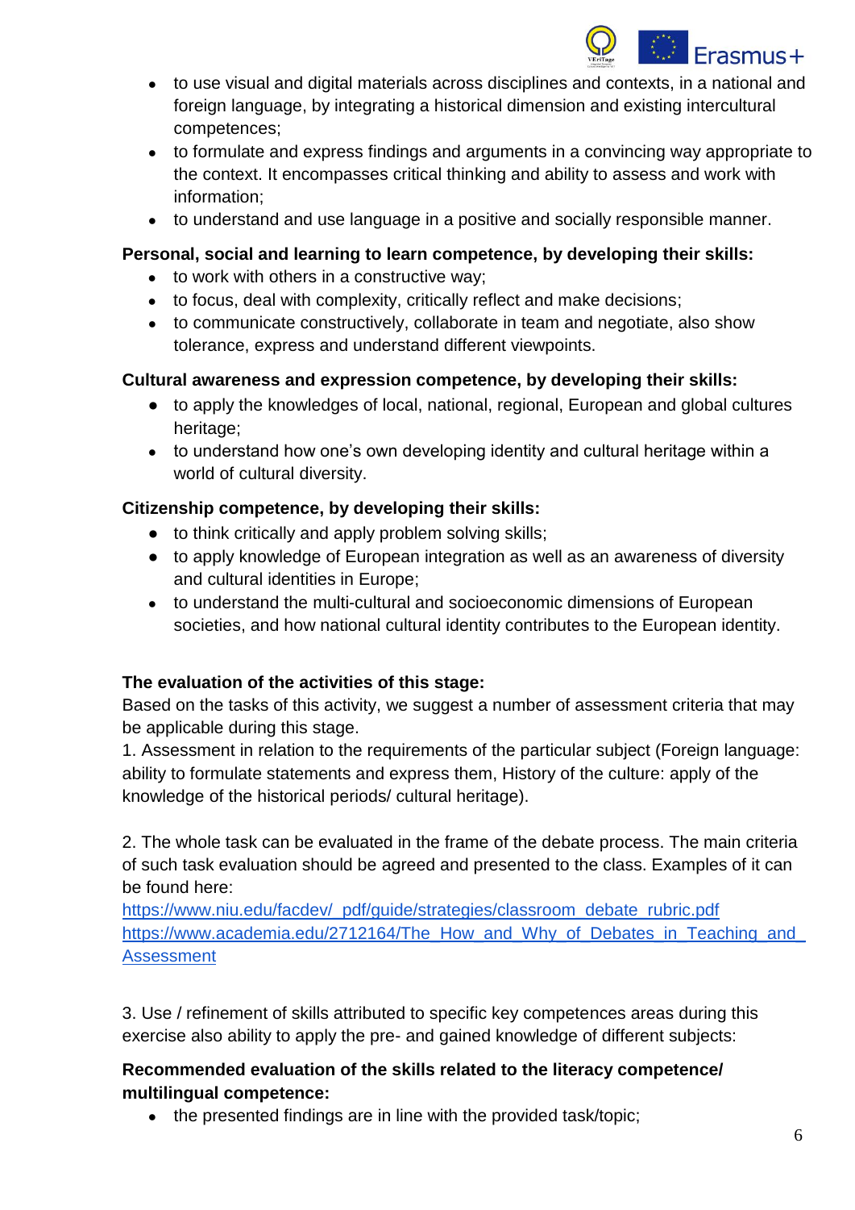- to use visual and digital materials across disciplines and contexts, in a national and foreign language, by integrating a historical dimension and existing intercultural competences;
- to formulate and express findings and arguments in a convincing way appropriate to the context. It encompasses critical thinking and ability to assess and work with information;
- to understand and use language in a positive and socially responsible manner.

**Personal, social and learning to learn competence, by developing their skills:**

- to work with others in a constructive way;
- to focus, deal with complexity, critically reflect and make decisions;
- to communicate constructively, collaborate in team and negotiate, also show tolerance, express and understand different viewpoints.

**Cultural awareness and expression competence, by developing their skills:**

- to apply the knowledges of local, national, regional, European and global cultures heritage;
- to understand how one's own developing identity and cultural heritage within a world of cultural diversity.

**Citizenship competence, by developing their skills:**

- to think critically and apply problem solving skills;
- to apply knowledge of European integration as well as an awareness of diversity and cultural identities in Europe;
- to understand the multi-cultural and socioeconomic dimensions of European societies, and how national cultural identity contributes to the European identity.

**The evaluation of the activities of this stage:**

Based on the tasks of this activity, we suggest a number of assessment criteria that may be applicable during this stage.

1. Assessment in relation to the requirements of the particular subject (Foreign language: ability to formulate statements and express them, History of the culture: apply of the knowledge of the historical periods/ cultural heritage).

2. The whole task can be evaluated in the frame of the debate process. The main criteria of such task evaluation should be agreed and presented to the class. Examples of it can be found here:
https://www.niu.edu/facdev/_pdf/guide/strategies/classroom_debate_rubric.pdf
https://www.academia.edu/2712164/The_How_and_Why_of_Debates_in_Teaching_and_Assessment

3. Use / refinement of skills attributed to specific key competences areas during this exercise also ability to apply the pre- and gained knowledge of different subjects:

**Recommended evaluation of the skills related to the literacy competence/ multilingual competence:**

- the presented findings are in line with the provided task/topic;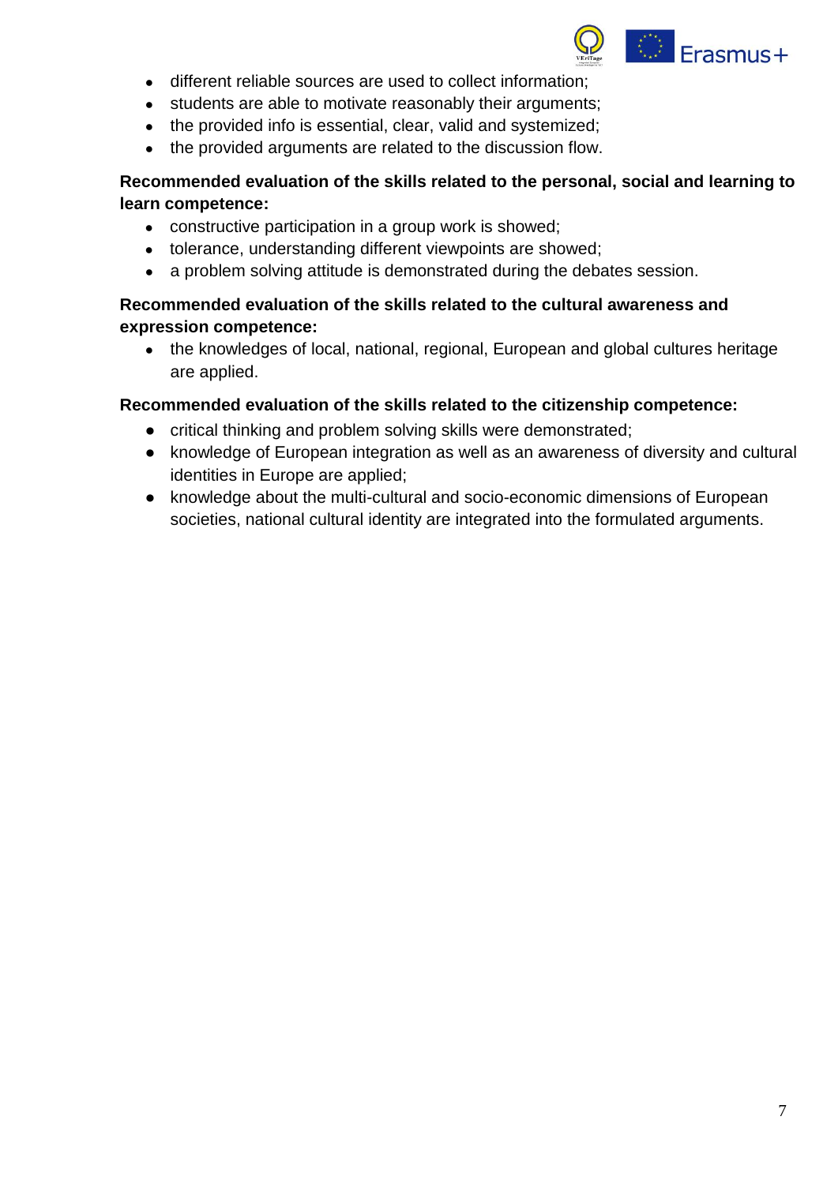- different reliable sources are used to collect information;
- students are able to motivate reasonably their arguments;
- the provided info is essential, clear, valid and systemized;
- the provided arguments are related to the discussion flow.

**Recommended evaluation of the skills related to the personal, social and learning to learn competence:**

- constructive participation in a group work is showed;
- tolerance, understanding different viewpoints are showed;
- a problem solving attitude is demonstrated during the debates session.

**Recommended evaluation of the skills related to the cultural awareness and expression competence:**

- the knowledges of local, national, regional, European and global cultures heritage are applied.

**Recommended evaluation of the skills related to the citizenship competence:**

- critical thinking and problem solving skills were demonstrated;
- knowledge of European integration as well as an awareness of diversity and cultural identities in Europe are applied;
- knowledge about the multi-cultural and socio-economic dimensions of European societies, national cultural identity are integrated into the formulated arguments.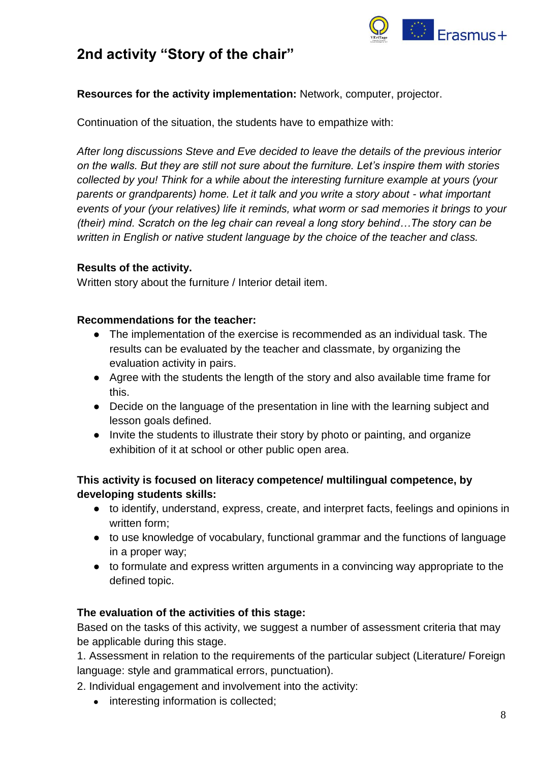## 2nd activity "Story of the chair"

**Resources for the activity implementation:** Network, computer, projector.

Continuation of the situation, the students have to empathize with:

*After long discussions Steve and Eve decided to leave the details of the previous interior on the walls. But they are still not sure about the furniture. Let's inspire them with stories collected by you! Think for a while about the interesting furniture example at yours (your parents or grandparents) home. Let it talk and you write a story about - what important events of your (your relatives) life it reminds, what worm or sad memories it brings to your (their) mind. Scratch on the leg chair can reveal a long story behind…The story can be written in English or native student language by the choice of the teacher and class.*

**Results of the activity.**
Written story about the furniture / Interior detail item.

**Recommendations for the teacher:**

- The implementation of the exercise is recommended as an individual task. The results can be evaluated by the teacher and classmate, by organizing the evaluation activity in pairs.
- Agree with the students the length of the story and also available time frame for this.
- Decide on the language of the presentation in line with the learning subject and lesson goals defined.
- Invite the students to illustrate their story by photo or painting, and organize exhibition of it at school or other public open area.

**This activity is focused on literacy competence/ multilingual competence, by developing students skills:**

- to identify, understand, express, create, and interpret facts, feelings and opinions in written form;
- to use knowledge of vocabulary, functional grammar and the functions of language in a proper way;
- to formulate and express written arguments in a convincing way appropriate to the defined topic.

**The evaluation of the activities of this stage:**
Based on the tasks of this activity, we suggest a number of assessment criteria that may be applicable during this stage.

1. Assessment in relation to the requirements of the particular subject (Literature/ Foreign language: style and grammatical errors, punctuation).
2. Individual engagement and involvement into the activity:
    - interesting information is collected;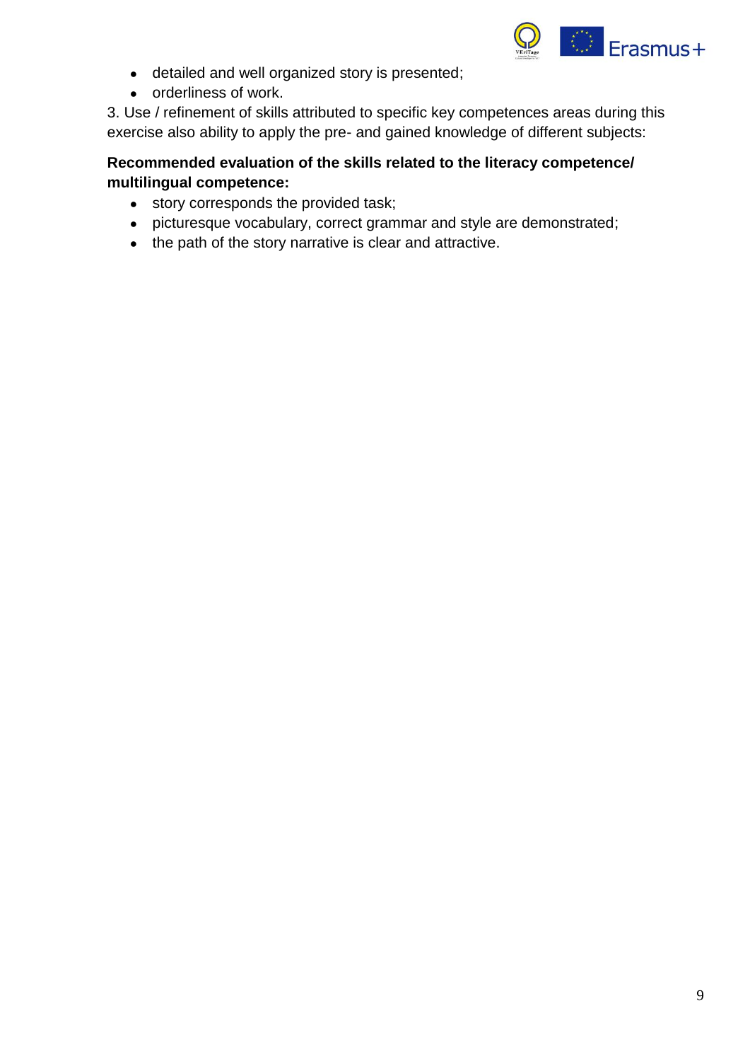- detailed and well organized story is presented;
- orderliness of work.

3. Use / refinement of skills attributed to specific key competences areas during this exercise also ability to apply the pre- and gained knowledge of different subjects:

**Recommended evaluation of the skills related to the literacy competence/ multilingual competence:**

- story corresponds the provided task;
- picturesque vocabulary, correct grammar and style are demonstrated;
- the path of the story narrative is clear and attractive.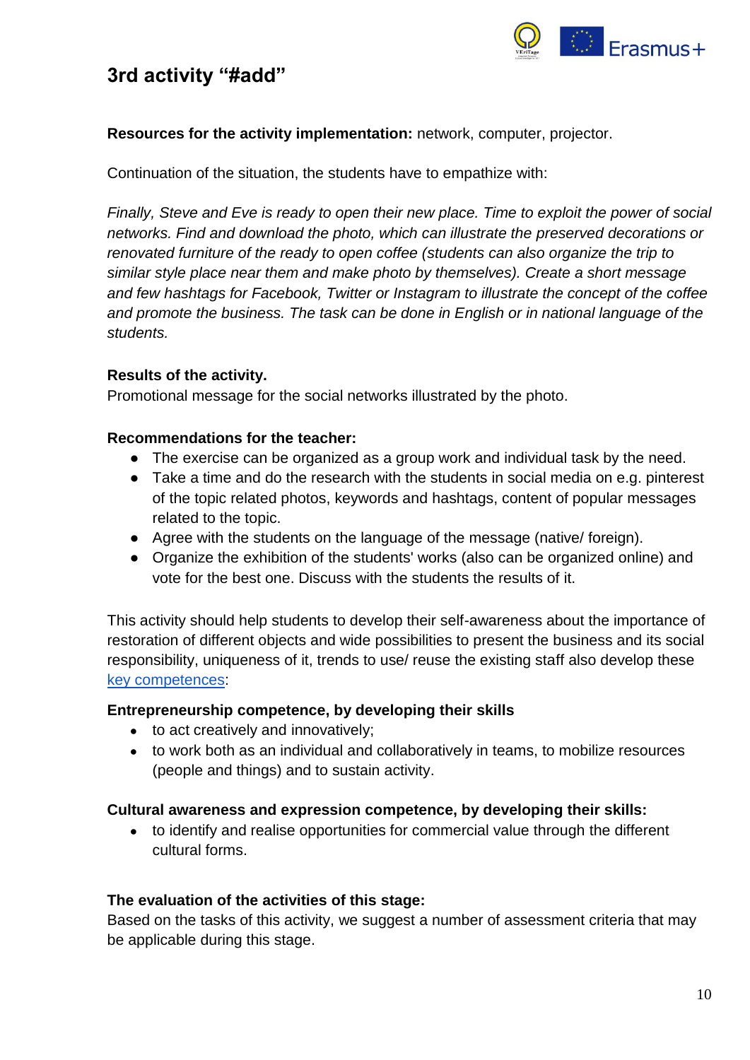## 3rd activity "#add"

**Resources for the activity implementation:** network, computer, projector.

Continuation of the situation, the students have to empathize with:

*Finally, Steve and Eve is ready to open their new place. Time to exploit the power of social networks. Find and download the photo, which can illustrate the preserved decorations or renovated furniture of the ready to open coffee (students can also organize the trip to similar style place near them and make photo by themselves). Create a short message and few hashtags for Facebook, Twitter or Instagram to illustrate the concept of the coffee and promote the business. The task can be done in English or in national language of the students.*

**Results of the activity.**
Promotional message for the social networks illustrated by the photo.

**Recommendations for the teacher:**

- The exercise can be organized as a group work and individual task by the need.
- Take a time and do the research with the students in social media on e.g. pinterest of the topic related photos, keywords and hashtags, content of popular messages related to the topic.
- Agree with the students on the language of the message (native/ foreign).
- Organize the exhibition of the students' works (also can be organized online) and vote for the best one. Discuss with the students the results of it.

This activity should help students to develop their self-awareness about the importance of restoration of different objects and wide possibilities to present the business and its social responsibility, uniqueness of it, trends to use/ reuse the existing staff also develop these key competences:

**Entrepreneurship competence, by developing their skills**

- to act creatively and innovatively;
- to work both as an individual and collaboratively in teams, to mobilize resources (people and things) and to sustain activity.

**Cultural awareness and expression competence, by developing their skills:**

- to identify and realise opportunities for commercial value through the different cultural forms.

**The evaluation of the activities of this stage:**
Based on the tasks of this activity, we suggest a number of assessment criteria that may be applicable during this stage.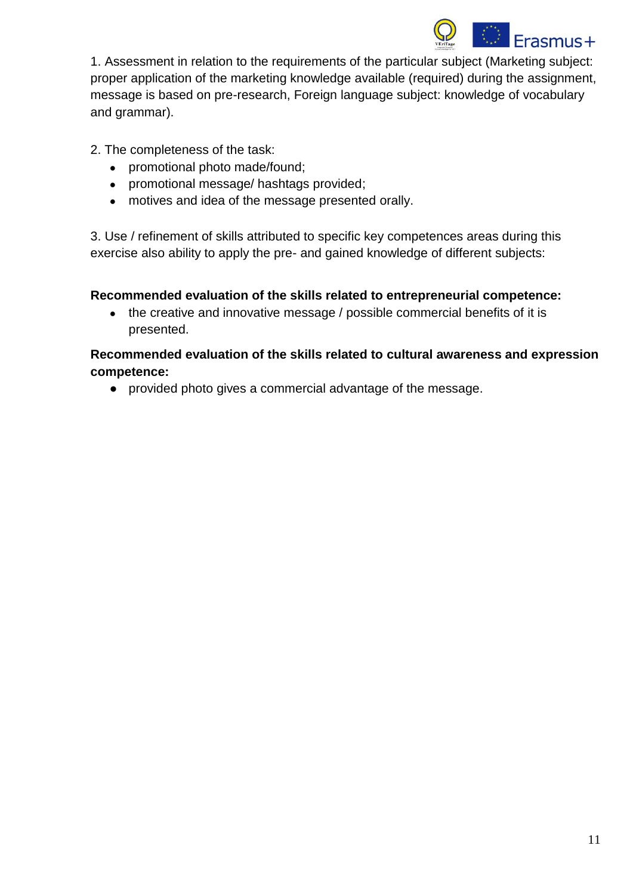1. Assessment in relation to the requirements of the particular subject (Marketing subject: proper application of the marketing knowledge available (required) during the assignment, message is based on pre-research, Foreign language subject: knowledge of vocabulary and grammar).

2. The completeness of the task:

- promotional photo made/found;
- promotional message/ hashtags provided;
- motives and idea of the message presented orally.

3. Use / refinement of skills attributed to specific key competences areas during this exercise also ability to apply the pre- and gained knowledge of different subjects:

**Recommended evaluation of the skills related to entrepreneurial competence:**

- the creative and innovative message / possible commercial benefits of it is presented.

**Recommended evaluation of the skills related to cultural awareness and expression competence:**

- provided photo gives a commercial advantage of the message.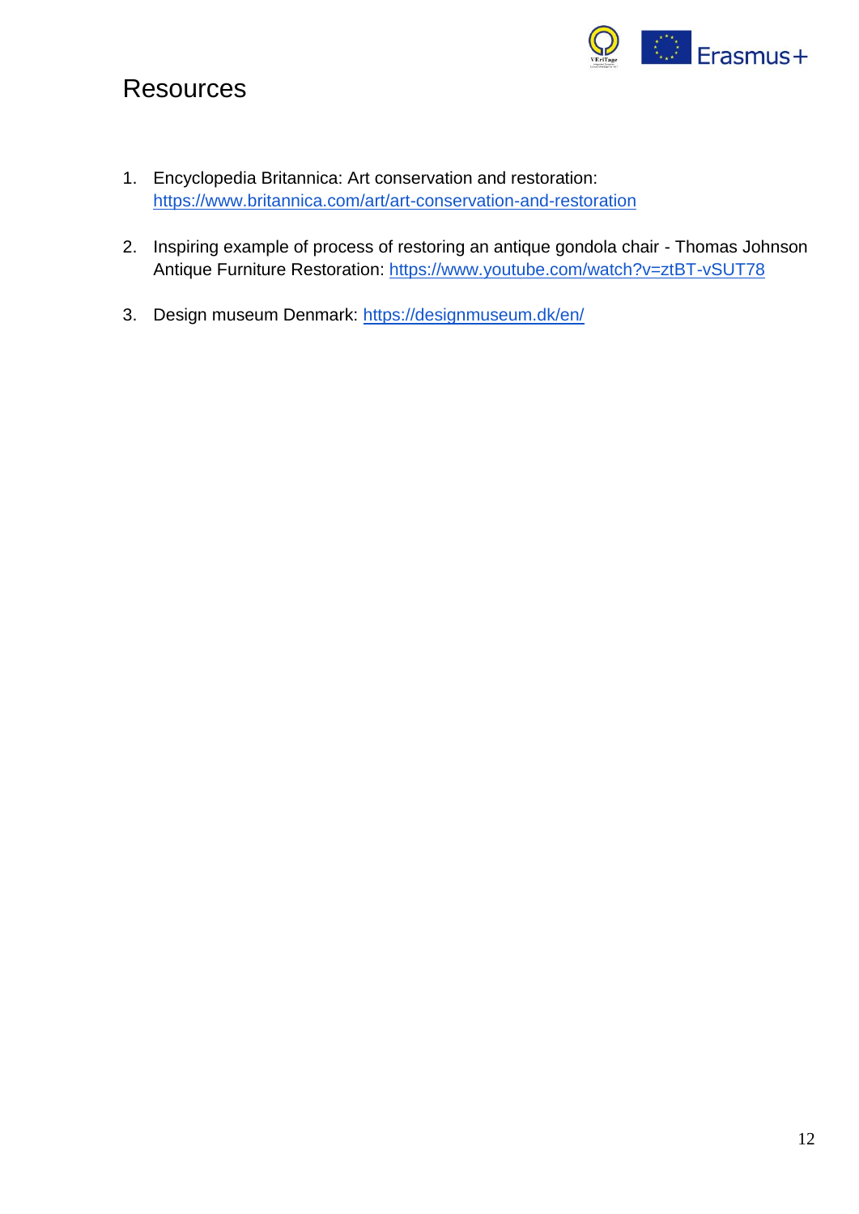# Resources

1. Encyclopedia Britannica: Art conservation and restoration: https://www.britannica.com/art/art-conservation-and-restoration

2. Inspiring example of process of restoring an antique gondola chair - Thomas Johnson Antique Furniture Restoration: https://www.youtube.com/watch?v=ztBT-vSUT78

3. Design museum Denmark: https://designmuseum.dk/en/